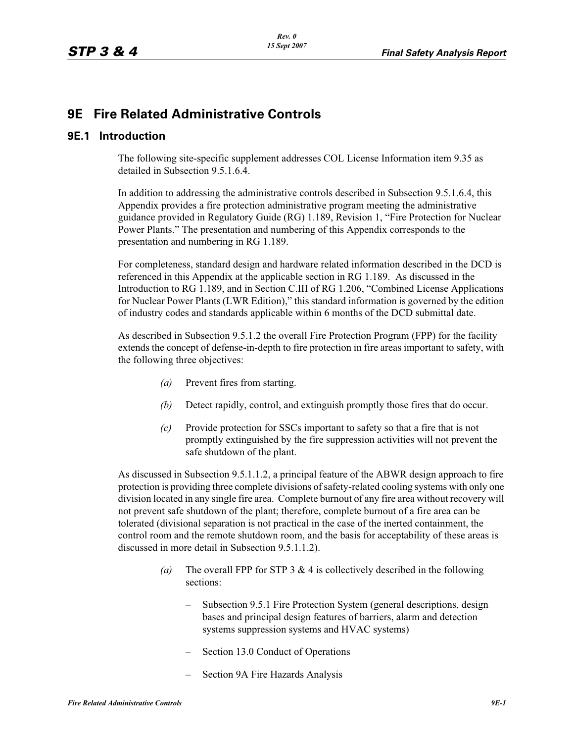# 9E Fire Related Administrative Controls

## 9E.1 Introduction

The following site-specific supplement addresses COL License Information item 9.35 as detailed in Subsection 9.5.1.6.4.

In addition to addressing the administrative controls described in Subsection 9.5.1.6.4, this Appendix provides a fire protection administrative program meeting the administrative guidance provided in Regulatory Guide (RG) 1.189, Revision 1, "Fire Protection for Nuclear Power Plants." The presentation and numbering of this Appendix corresponds to the presentation and numbering in RG 1.189.

For completeness, standard design and hardware related information described in the DCD is referenced in this Appendix at the applicable section in RG 1.189. As discussed in the Introduction to RG 1.189, and in Section C.III of RG 1.206, "Combined License Applications for Nuclear Power Plants (LWR Edition)," this standard information is governed by the edition of industry codes and standards applicable within 6 months of the DCD submittal date.

As described in Subsection 9.5.1.2 the overall Fire Protection Program (FPP) for the facility extends the concept of defense-in-depth to fire protection in fire areas important to safety, with the following three objectives:

*(a)* Prevent fires from starting.

*(b)* Detect rapidly, control, and extinguish promptly those fires that do occur.

*(c)* Provide protection for SSCs important to safety so that a fire that is not promptly extinguished by the fire suppression activities will not prevent the safe shutdown of the plant.

As discussed in Subsection 9.5.1.1.2, a principal feature of the ABWR design approach to fire protection is providing three complete divisions of safety-related cooling systems with only one division located in any single fire area. Complete burnout of any fire area without recovery will not prevent safe shutdown of the plant; therefore, complete burnout of a fire area can be tolerated (divisional separation is not practical in the case of the inerted containment, the control room and the remote shutdown room, and the basis for acceptability of these areas is discussed in more detail in Subsection 9.5.1.1.2).

*(a)* The overall FPP for STP 3 & 4 is collectively described in the following sections:

- Subsection 9.5.1 Fire Protection System (general descriptions, design bases and principal design features of barriers, alarm and detection systems suppression systems and HVAC systems)
- Section 13.0 Conduct of Operations
- Section 9A Fire Hazards Analysis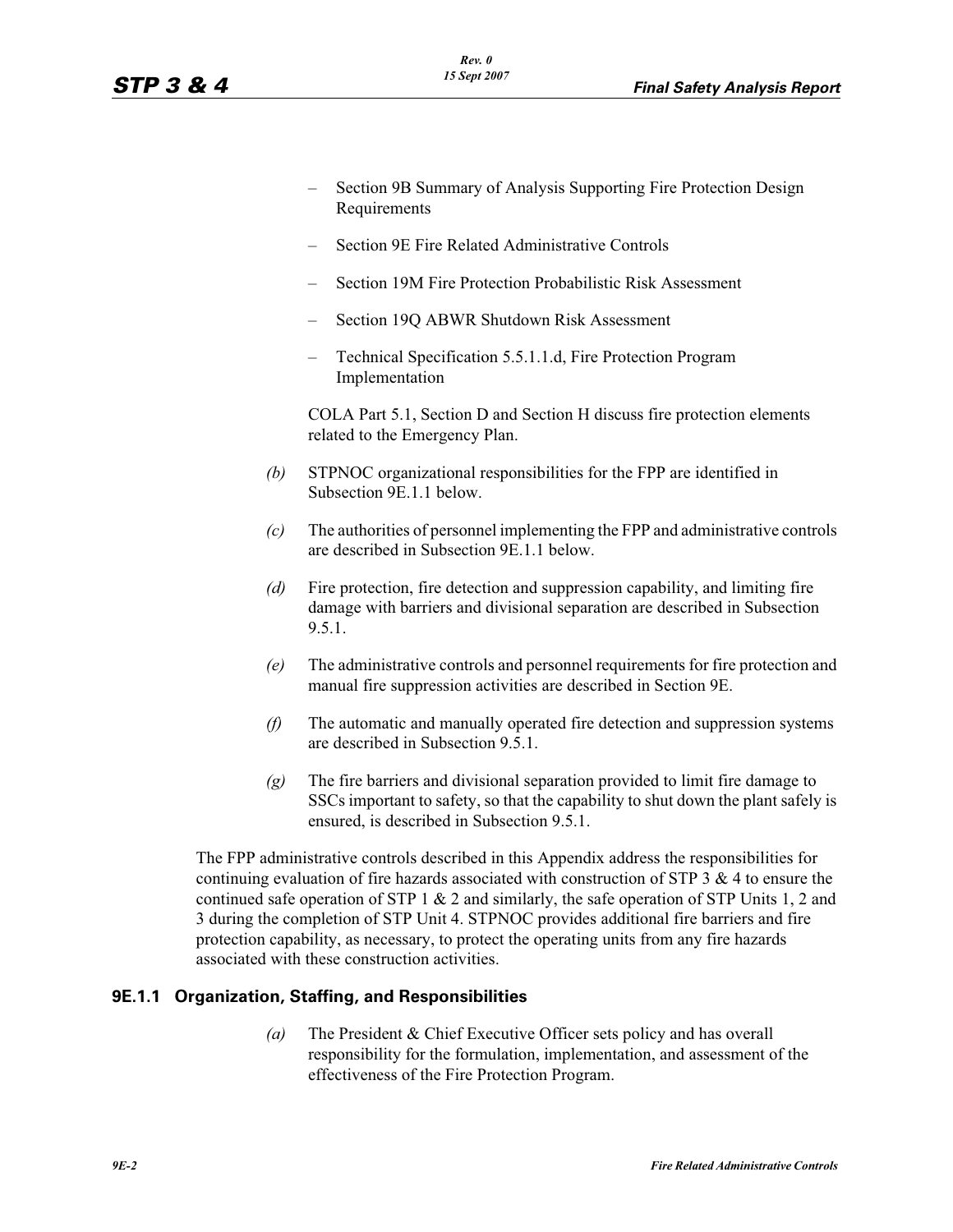- Section 9B Summary of Analysis Supporting Fire Protection Design Requirements
- Section 9E Fire Related Administrative Controls
- Section 19M Fire Protection Probabilistic Risk Assessment
- Section 19Q ABWR Shutdown Risk Assessment
- Technical Specification 5.5.1.1.d, Fire Protection Program Implementation

COLA Part 5.1, Section D and Section H discuss fire protection elements related to the Emergency Plan.

*(b)* STPNOC organizational responsibilities for the FPP are identified in Subsection 9E.1.1 below.

*(c)* The authorities of personnel implementing the FPP and administrative controls are described in Subsection 9E.1.1 below.

*(d)* Fire protection, fire detection and suppression capability, and limiting fire damage with barriers and divisional separation are described in Subsection 9.5.1.

*(e)* The administrative controls and personnel requirements for fire protection and manual fire suppression activities are described in Section 9E.

*(f)* The automatic and manually operated fire detection and suppression systems are described in Subsection 9.5.1.

*(g)* The fire barriers and divisional separation provided to limit fire damage to SSCs important to safety, so that the capability to shut down the plant safely is ensured, is described in Subsection 9.5.1.

The FPP administrative controls described in this Appendix address the responsibilities for continuing evaluation of fire hazards associated with construction of STP 3 & 4 to ensure the continued safe operation of STP 1 & 2 and similarly, the safe operation of STP Units 1, 2 and 3 during the completion of STP Unit 4. STPNOC provides additional fire barriers and fire protection capability, as necessary, to protect the operating units from any fire hazards associated with these construction activities.

### 9E.1.1 Organization, Staffing, and Responsibilities

*(a)* The President & Chief Executive Officer sets policy and has overall responsibility for the formulation, implementation, and assessment of the effectiveness of the Fire Protection Program.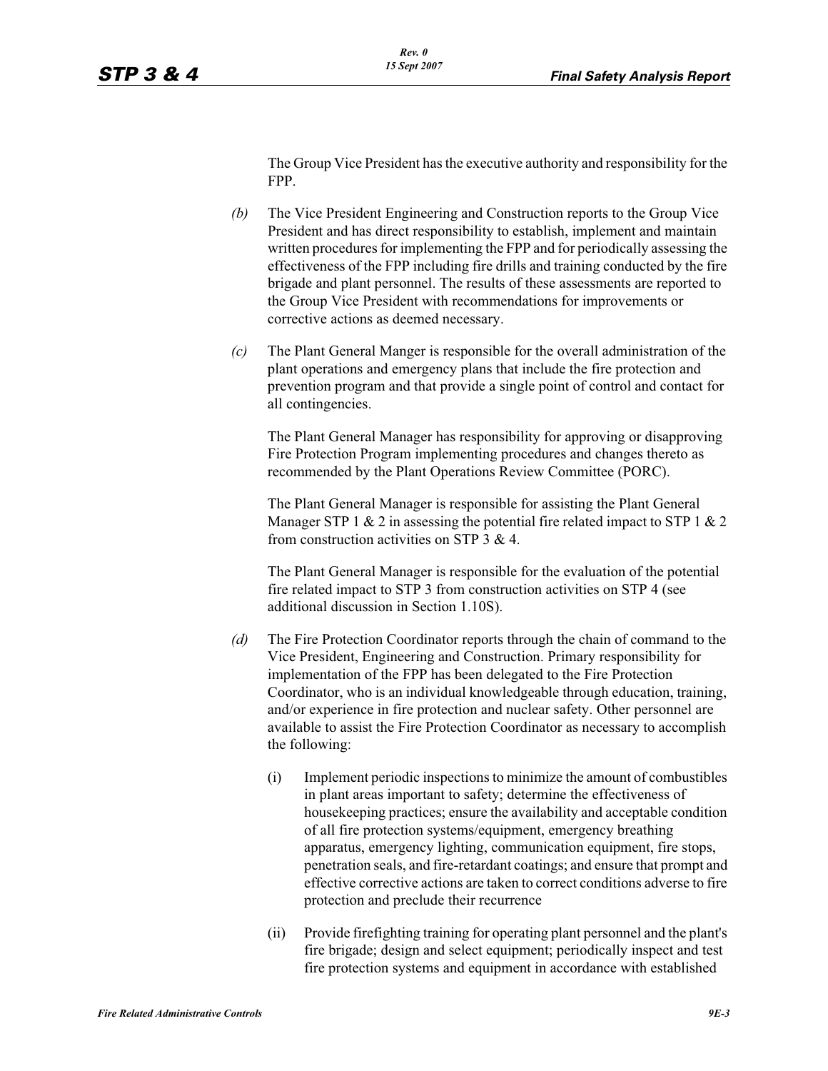The Group Vice President has the executive authority and responsibility for the FPP.

*(b)* The Vice President Engineering and Construction reports to the Group Vice President and has direct responsibility to establish, implement and maintain written procedures for implementing the FPP and for periodically assessing the effectiveness of the FPP including fire drills and training conducted by the fire brigade and plant personnel. The results of these assessments are reported to the Group Vice President with recommendations for improvements or corrective actions as deemed necessary.

*(c)* The Plant General Manger is responsible for the overall administration of the plant operations and emergency plans that include the fire protection and prevention program and that provide a single point of control and contact for all contingencies.

The Plant General Manager has responsibility for approving or disapproving Fire Protection Program implementing procedures and changes thereto as recommended by the Plant Operations Review Committee (PORC).

The Plant General Manager is responsible for assisting the Plant General Manager STP 1 & 2 in assessing the potential fire related impact to STP 1 & 2 from construction activities on STP 3 & 4.

The Plant General Manager is responsible for the evaluation of the potential fire related impact to STP 3 from construction activities on STP 4 (see additional discussion in Section 1.10S).

*(d)* The Fire Protection Coordinator reports through the chain of command to the Vice President, Engineering and Construction. Primary responsibility for implementation of the FPP has been delegated to the Fire Protection Coordinator, who is an individual knowledgeable through education, training, and/or experience in fire protection and nuclear safety. Other personnel are available to assist the Fire Protection Coordinator as necessary to accomplish the following:

(i) Implement periodic inspections to minimize the amount of combustibles in plant areas important to safety; determine the effectiveness of housekeeping practices; ensure the availability and acceptable condition of all fire protection systems/equipment, emergency breathing apparatus, emergency lighting, communication equipment, fire stops, penetration seals, and fire-retardant coatings; and ensure that prompt and effective corrective actions are taken to correct conditions adverse to fire protection and preclude their recurrence

(ii) Provide firefighting training for operating plant personnel and the plant's fire brigade; design and select equipment; periodically inspect and test fire protection systems and equipment in accordance with established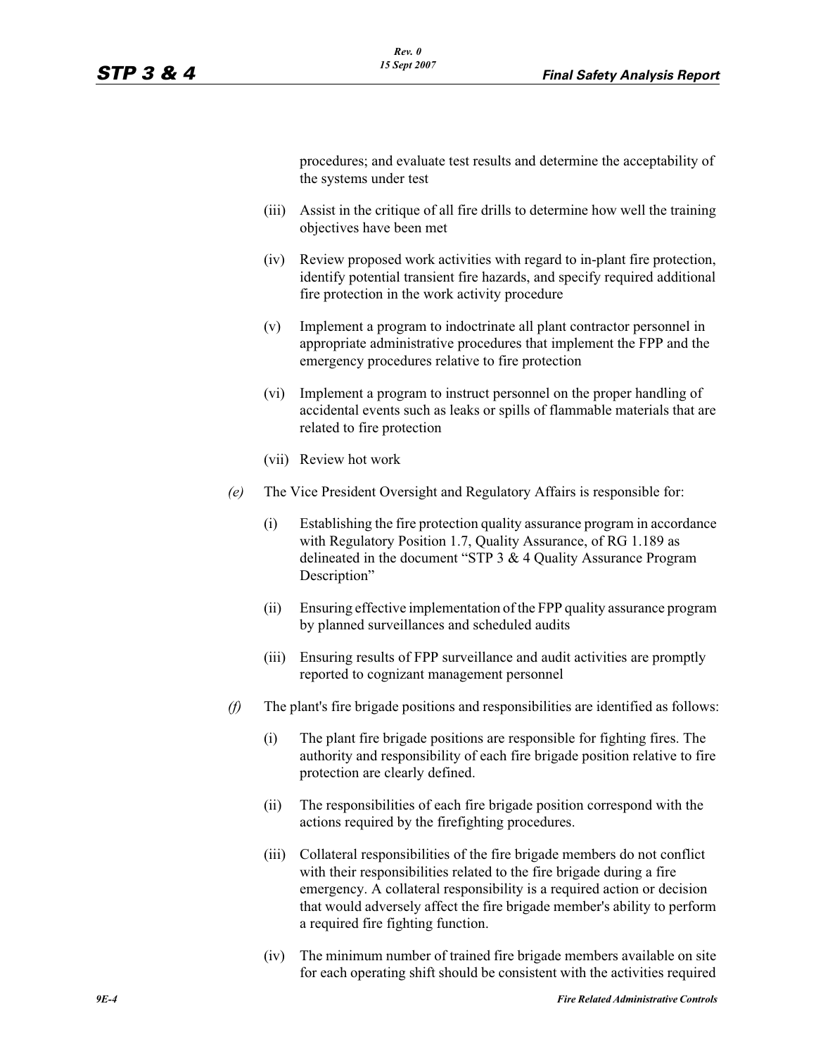procedures; and evaluate test results and determine the acceptability of the systems under test

(iii) Assist in the critique of all fire drills to determine how well the training objectives have been met

(iv) Review proposed work activities with regard to in-plant fire protection, identify potential transient fire hazards, and specify required additional fire protection in the work activity procedure

(v) Implement a program to indoctrinate all plant contractor personnel in appropriate administrative procedures that implement the FPP and the emergency procedures relative to fire protection

(vi) Implement a program to instruct personnel on the proper handling of accidental events such as leaks or spills of flammable materials that are related to fire protection

(vii) Review hot work

*(e)* The Vice President Oversight and Regulatory Affairs is responsible for:

(i) Establishing the fire protection quality assurance program in accordance with Regulatory Position 1.7, Quality Assurance, of RG 1.189 as delineated in the document "STP 3 & 4 Quality Assurance Program Description"

(ii) Ensuring effective implementation of the FPP quality assurance program by planned surveillances and scheduled audits

(iii) Ensuring results of FPP surveillance and audit activities are promptly reported to cognizant management personnel

*(f)* The plant's fire brigade positions and responsibilities are identified as follows:

(i) The plant fire brigade positions are responsible for fighting fires. The authority and responsibility of each fire brigade position relative to fire protection are clearly defined.

(ii) The responsibilities of each fire brigade position correspond with the actions required by the firefighting procedures.

(iii) Collateral responsibilities of the fire brigade members do not conflict with their responsibilities related to the fire brigade during a fire emergency. A collateral responsibility is a required action or decision that would adversely affect the fire brigade member's ability to perform a required fire fighting function.

(iv) The minimum number of trained fire brigade members available on site for each operating shift should be consistent with the activities required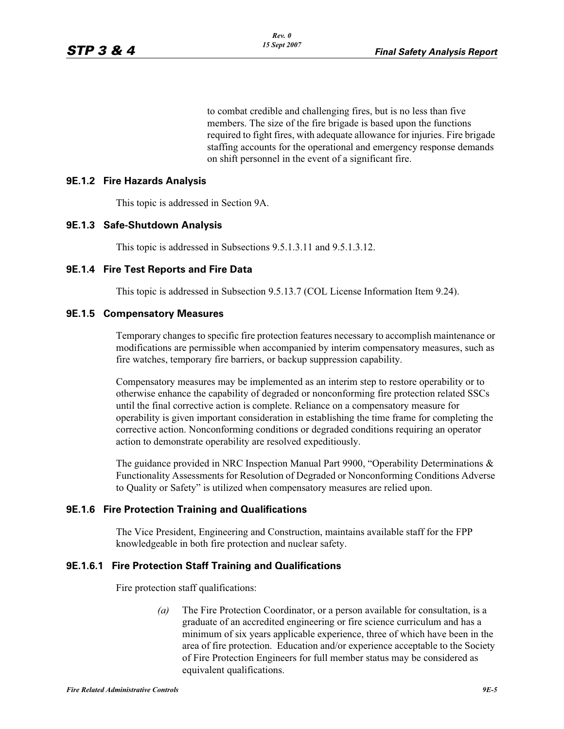to combat credible and challenging fires, but is no less than five members. The size of the fire brigade is based upon the functions required to fight fires, with adequate allowance for injuries. Fire brigade staffing accounts for the operational and emergency response demands on shift personnel in the event of a significant fire.

### 9E.1.2 Fire Hazards Analysis

This topic is addressed in Section 9A.

### 9E.1.3 Safe-Shutdown Analysis

This topic is addressed in Subsections 9.5.1.3.11 and 9.5.1.3.12.

### 9E.1.4 Fire Test Reports and Fire Data

This topic is addressed in Subsection 9.5.13.7 (COL License Information Item 9.24).

### 9E.1.5 Compensatory Measures

Temporary changes to specific fire protection features necessary to accomplish maintenance or modifications are permissible when accompanied by interim compensatory measures, such as fire watches, temporary fire barriers, or backup suppression capability.

Compensatory measures may be implemented as an interim step to restore operability or to otherwise enhance the capability of degraded or nonconforming fire protection related SSCs until the final corrective action is complete. Reliance on a compensatory measure for operability is given important consideration in establishing the time frame for completing the corrective action. Nonconforming conditions or degraded conditions requiring an operator action to demonstrate operability are resolved expeditiously.

The guidance provided in NRC Inspection Manual Part 9900, "Operability Determinations & Functionality Assessments for Resolution of Degraded or Nonconforming Conditions Adverse to Quality or Safety" is utilized when compensatory measures are relied upon.

### 9E.1.6 Fire Protection Training and Qualifications

The Vice President, Engineering and Construction, maintains available staff for the FPP knowledgeable in both fire protection and nuclear safety.

#### 9E.1.6.1 Fire Protection Staff Training and Qualifications

Fire protection staff qualifications:

*(a)* The Fire Protection Coordinator, or a person available for consultation, is a graduate of an accredited engineering or fire science curriculum and has a minimum of six years applicable experience, three of which have been in the area of fire protection. Education and/or experience acceptable to the Society of Fire Protection Engineers for full member status may be considered as equivalent qualifications.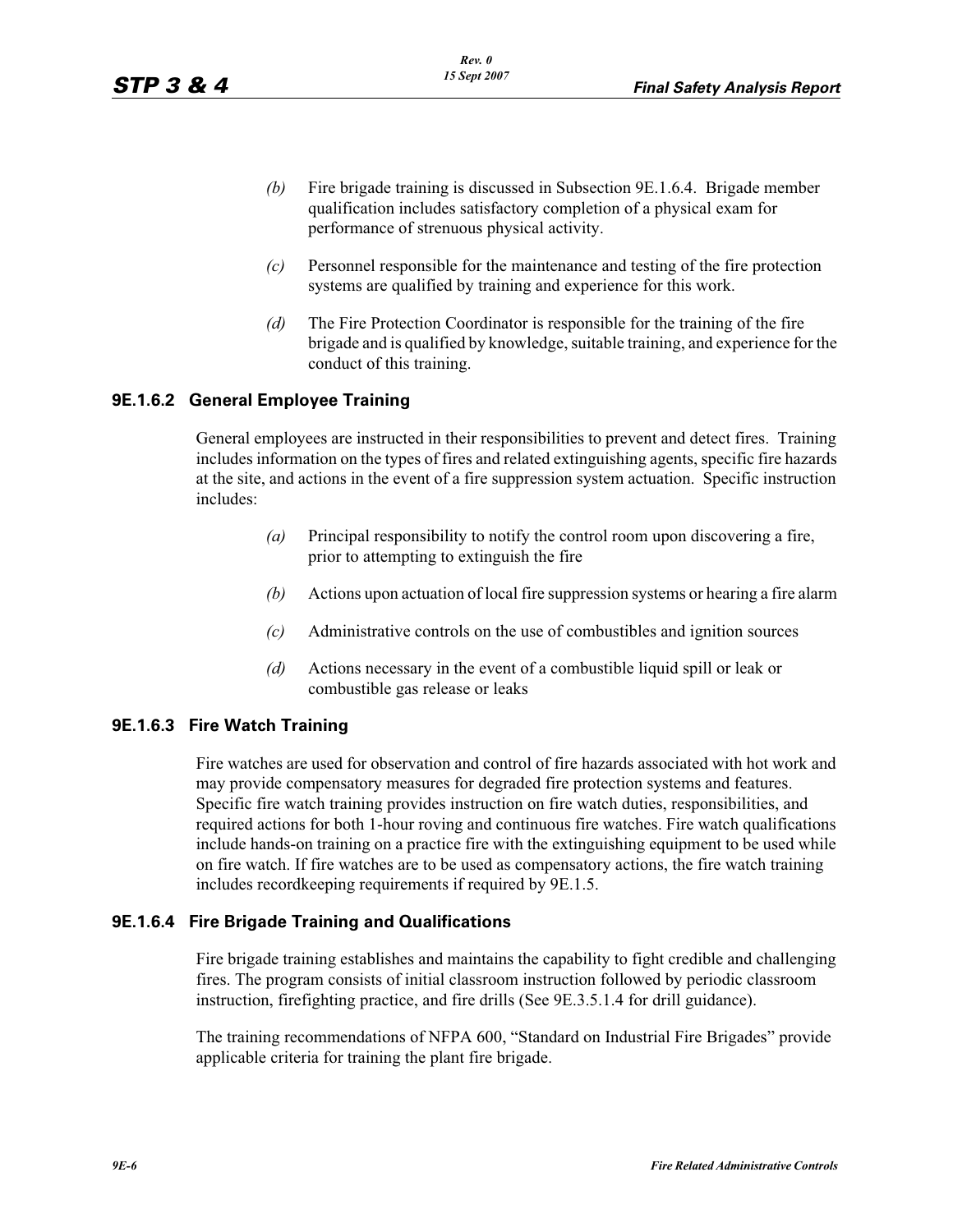*(b)* Fire brigade training is discussed in Subsection 9E.1.6.4. Brigade member qualification includes satisfactory completion of a physical exam for performance of strenuous physical activity.

*(c)* Personnel responsible for the maintenance and testing of the fire protection systems are qualified by training and experience for this work.

*(d)* The Fire Protection Coordinator is responsible for the training of the fire brigade and is qualified by knowledge, suitable training, and experience for the conduct of this training.

### 9E.1.6.2 General Employee Training

General employees are instructed in their responsibilities to prevent and detect fires. Training includes information on the types of fires and related extinguishing agents, specific fire hazards at the site, and actions in the event of a fire suppression system actuation. Specific instruction includes:

*(a)* Principal responsibility to notify the control room upon discovering a fire, prior to attempting to extinguish the fire

*(b)* Actions upon actuation of local fire suppression systems or hearing a fire alarm

*(c)* Administrative controls on the use of combustibles and ignition sources

*(d)* Actions necessary in the event of a combustible liquid spill or leak or combustible gas release or leaks

### 9E.1.6.3 Fire Watch Training

Fire watches are used for observation and control of fire hazards associated with hot work and may provide compensatory measures for degraded fire protection systems and features. Specific fire watch training provides instruction on fire watch duties, responsibilities, and required actions for both 1-hour roving and continuous fire watches. Fire watch qualifications include hands-on training on a practice fire with the extinguishing equipment to be used while on fire watch. If fire watches are to be used as compensatory actions, the fire watch training includes recordkeeping requirements if required by 9E.1.5.

### 9E.1.6.4 Fire Brigade Training and Qualifications

Fire brigade training establishes and maintains the capability to fight credible and challenging fires. The program consists of initial classroom instruction followed by periodic classroom instruction, firefighting practice, and fire drills (See 9E.3.5.1.4 for drill guidance).

The training recommendations of NFPA 600, "Standard on Industrial Fire Brigades" provide applicable criteria for training the plant fire brigade.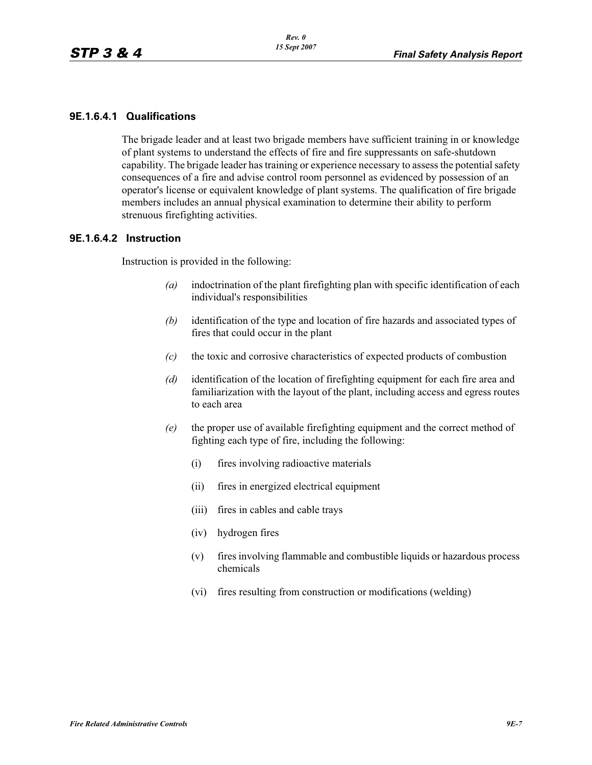#### 9E.1.6.4.1 Qualifications

The brigade leader and at least two brigade members have sufficient training in or knowledge of plant systems to understand the effects of fire and fire suppressants on safe-shutdown capability. The brigade leader has training or experience necessary to assess the potential safety consequences of a fire and advise control room personnel as evidenced by possession of an operator's license or equivalent knowledge of plant systems. The qualification of fire brigade members includes an annual physical examination to determine their ability to perform strenuous firefighting activities.

#### 9E.1.6.4.2 Instruction

Instruction is provided in the following:

*(a)* indoctrination of the plant firefighting plan with specific identification of each individual's responsibilities

*(b)* identification of the type and location of fire hazards and associated types of fires that could occur in the plant

*(c)* the toxic and corrosive characteristics of expected products of combustion

*(d)* identification of the location of firefighting equipment for each fire area and familiarization with the layout of the plant, including access and egress routes to each area

*(e)* the proper use of available firefighting equipment and the correct method of fighting each type of fire, including the following:

- (i) fires involving radioactive materials
- (ii) fires in energized electrical equipment
- (iii) fires in cables and cable trays
- (iv) hydrogen fires
- (v) fires involving flammable and combustible liquids or hazardous process chemicals
- (vi) fires resulting from construction or modifications (welding)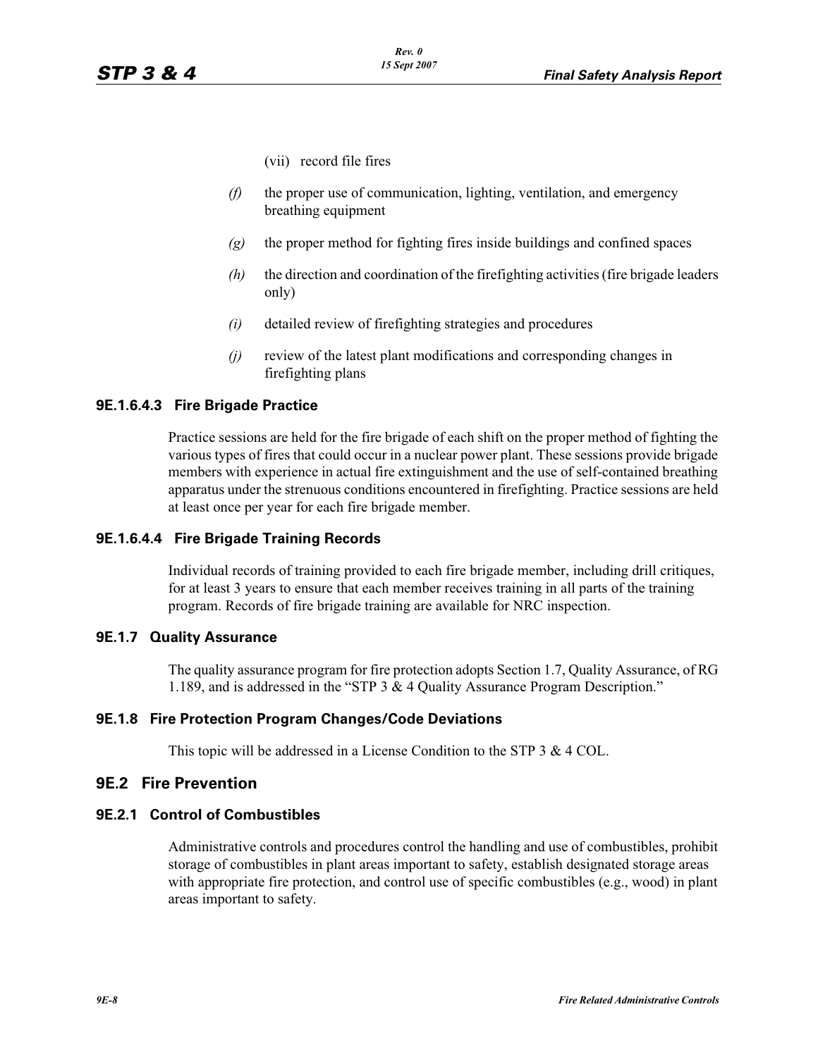(vii) record file fires

*(f)* the proper use of communication, lighting, ventilation, and emergency breathing equipment

*(g)* the proper method for fighting fires inside buildings and confined spaces

*(h)* the direction and coordination of the firefighting activities (fire brigade leaders only)

*(i)* detailed review of firefighting strategies and procedures

*(j)* review of the latest plant modifications and corresponding changes in firefighting plans

#### 9E.1.6.4.3 Fire Brigade Practice

Practice sessions are held for the fire brigade of each shift on the proper method of fighting the various types of fires that could occur in a nuclear power plant. These sessions provide brigade members with experience in actual fire extinguishment and the use of self-contained breathing apparatus under the strenuous conditions encountered in firefighting. Practice sessions are held at least once per year for each fire brigade member.

#### 9E.1.6.4.4 Fire Brigade Training Records

Individual records of training provided to each fire brigade member, including drill critiques, for at least 3 years to ensure that each member receives training in all parts of the training program. Records of fire brigade training are available for NRC inspection.

### 9E.1.7 Quality Assurance

The quality assurance program for fire protection adopts Section 1.7, Quality Assurance, of RG 1.189, and is addressed in the "STP 3 & 4 Quality Assurance Program Description."

### 9E.1.8 Fire Protection Program Changes/Code Deviations

This topic will be addressed in a License Condition to the STP 3 & 4 COL.

## 9E.2 Fire Prevention

### 9E.2.1 Control of Combustibles

Administrative controls and procedures control the handling and use of combustibles, prohibit storage of combustibles in plant areas important to safety, establish designated storage areas with appropriate fire protection, and control use of specific combustibles (e.g., wood) in plant areas important to safety.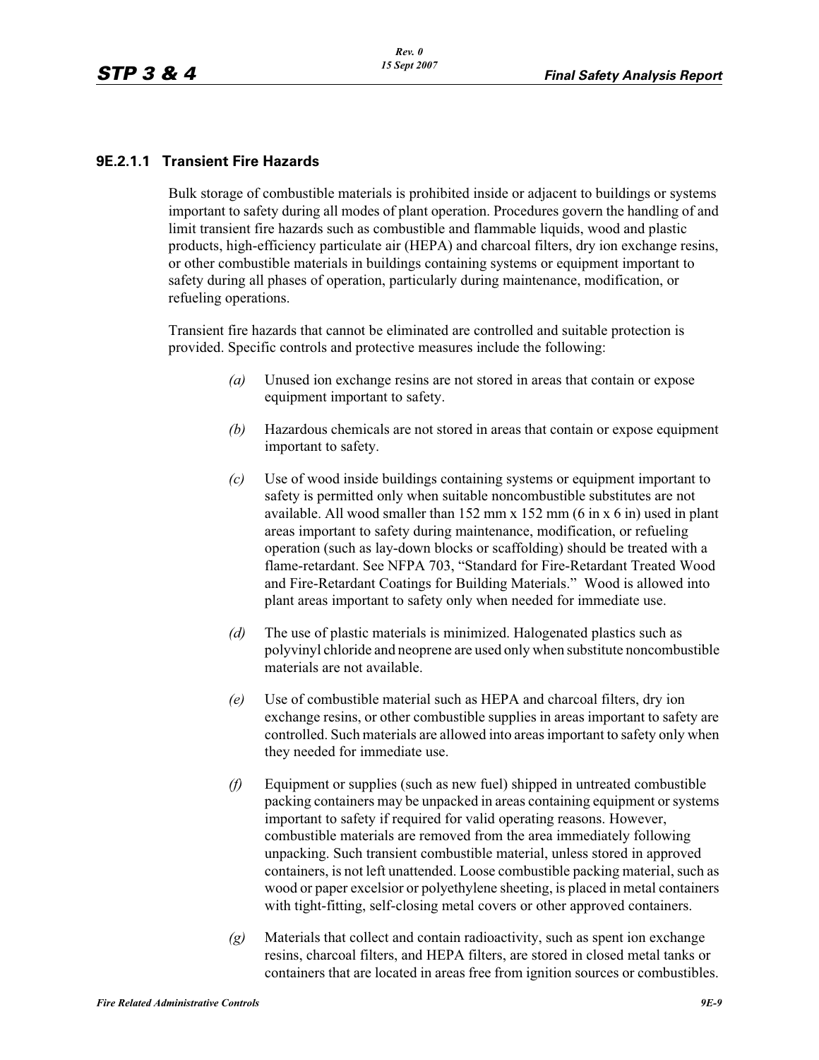### 9E.2.1.1 Transient Fire Hazards

Bulk storage of combustible materials is prohibited inside or adjacent to buildings or systems important to safety during all modes of plant operation. Procedures govern the handling of and limit transient fire hazards such as combustible and flammable liquids, wood and plastic products, high-efficiency particulate air (HEPA) and charcoal filters, dry ion exchange resins, or other combustible materials in buildings containing systems or equipment important to safety during all phases of operation, particularly during maintenance, modification, or refueling operations.

Transient fire hazards that cannot be eliminated are controlled and suitable protection is provided. Specific controls and protective measures include the following:

*(a)* Unused ion exchange resins are not stored in areas that contain or expose equipment important to safety.

*(b)* Hazardous chemicals are not stored in areas that contain or expose equipment important to safety.

*(c)* Use of wood inside buildings containing systems or equipment important to safety is permitted only when suitable noncombustible substitutes are not available. All wood smaller than 152 mm x 152 mm (6 in x 6 in) used in plant areas important to safety during maintenance, modification, or refueling operation (such as lay-down blocks or scaffolding) should be treated with a flame-retardant. See NFPA 703, "Standard for Fire-Retardant Treated Wood and Fire-Retardant Coatings for Building Materials." Wood is allowed into plant areas important to safety only when needed for immediate use.

*(d)* The use of plastic materials is minimized. Halogenated plastics such as polyvinyl chloride and neoprene are used only when substitute noncombustible materials are not available.

*(e)* Use of combustible material such as HEPA and charcoal filters, dry ion exchange resins, or other combustible supplies in areas important to safety are controlled. Such materials are allowed into areas important to safety only when they needed for immediate use.

*(f)* Equipment or supplies (such as new fuel) shipped in untreated combustible packing containers may be unpacked in areas containing equipment or systems important to safety if required for valid operating reasons. However, combustible materials are removed from the area immediately following unpacking. Such transient combustible material, unless stored in approved containers, is not left unattended. Loose combustible packing material, such as wood or paper excelsior or polyethylene sheeting, is placed in metal containers with tight-fitting, self-closing metal covers or other approved containers.

*(g)* Materials that collect and contain radioactivity, such as spent ion exchange resins, charcoal filters, and HEPA filters, are stored in closed metal tanks or containers that are located in areas free from ignition sources or combustibles.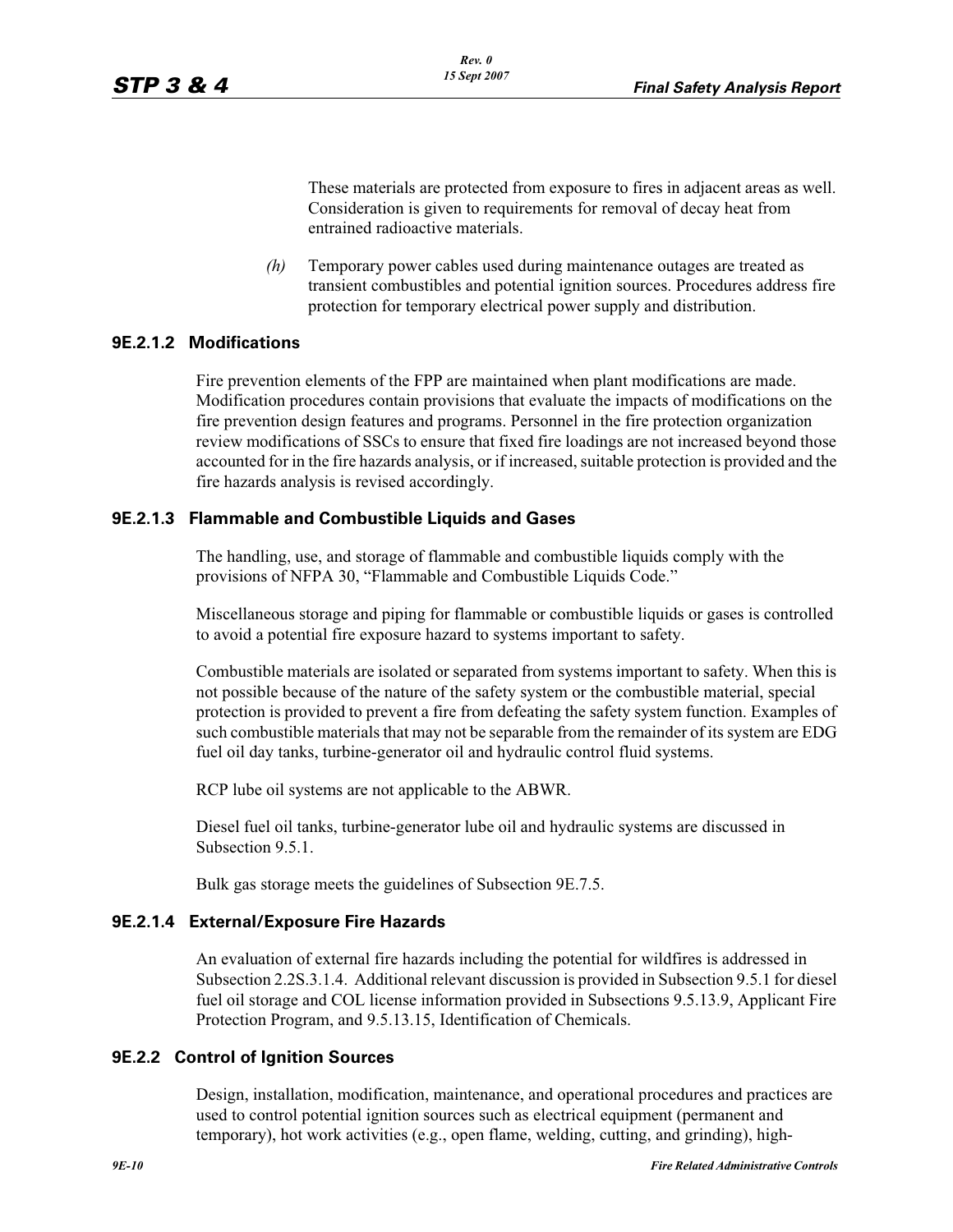These materials are protected from exposure to fires in adjacent areas as well. Consideration is given to requirements for removal of decay heat from entrained radioactive materials.

*(h)* Temporary power cables used during maintenance outages are treated as transient combustibles and potential ignition sources. Procedures address fire protection for temporary electrical power supply and distribution.

### 9E.2.1.2 Modifications

Fire prevention elements of the FPP are maintained when plant modifications are made. Modification procedures contain provisions that evaluate the impacts of modifications on the fire prevention design features and programs. Personnel in the fire protection organization review modifications of SSCs to ensure that fixed fire loadings are not increased beyond those accounted for in the fire hazards analysis, or if increased, suitable protection is provided and the fire hazards analysis is revised accordingly.

### 9E.2.1.3 Flammable and Combustible Liquids and Gases

The handling, use, and storage of flammable and combustible liquids comply with the provisions of NFPA 30, "Flammable and Combustible Liquids Code."

Miscellaneous storage and piping for flammable or combustible liquids or gases is controlled to avoid a potential fire exposure hazard to systems important to safety.

Combustible materials are isolated or separated from systems important to safety. When this is not possible because of the nature of the safety system or the combustible material, special protection is provided to prevent a fire from defeating the safety system function. Examples of such combustible materials that may not be separable from the remainder of its system are EDG fuel oil day tanks, turbine-generator oil and hydraulic control fluid systems.

RCP lube oil systems are not applicable to the ABWR.

Diesel fuel oil tanks, turbine-generator lube oil and hydraulic systems are discussed in Subsection 9.5.1.

Bulk gas storage meets the guidelines of Subsection 9E.7.5.

### 9E.2.1.4 External/Exposure Fire Hazards

An evaluation of external fire hazards including the potential for wildfires is addressed in Subsection 2.2S.3.1.4. Additional relevant discussion is provided in Subsection 9.5.1 for diesel fuel oil storage and COL license information provided in Subsections 9.5.13.9, Applicant Fire Protection Program, and 9.5.13.15, Identification of Chemicals.

## 9E.2.2 Control of Ignition Sources

Design, installation, modification, maintenance, and operational procedures and practices are used to control potential ignition sources such as electrical equipment (permanent and temporary), hot work activities (e.g., open flame, welding, cutting, and grinding), high-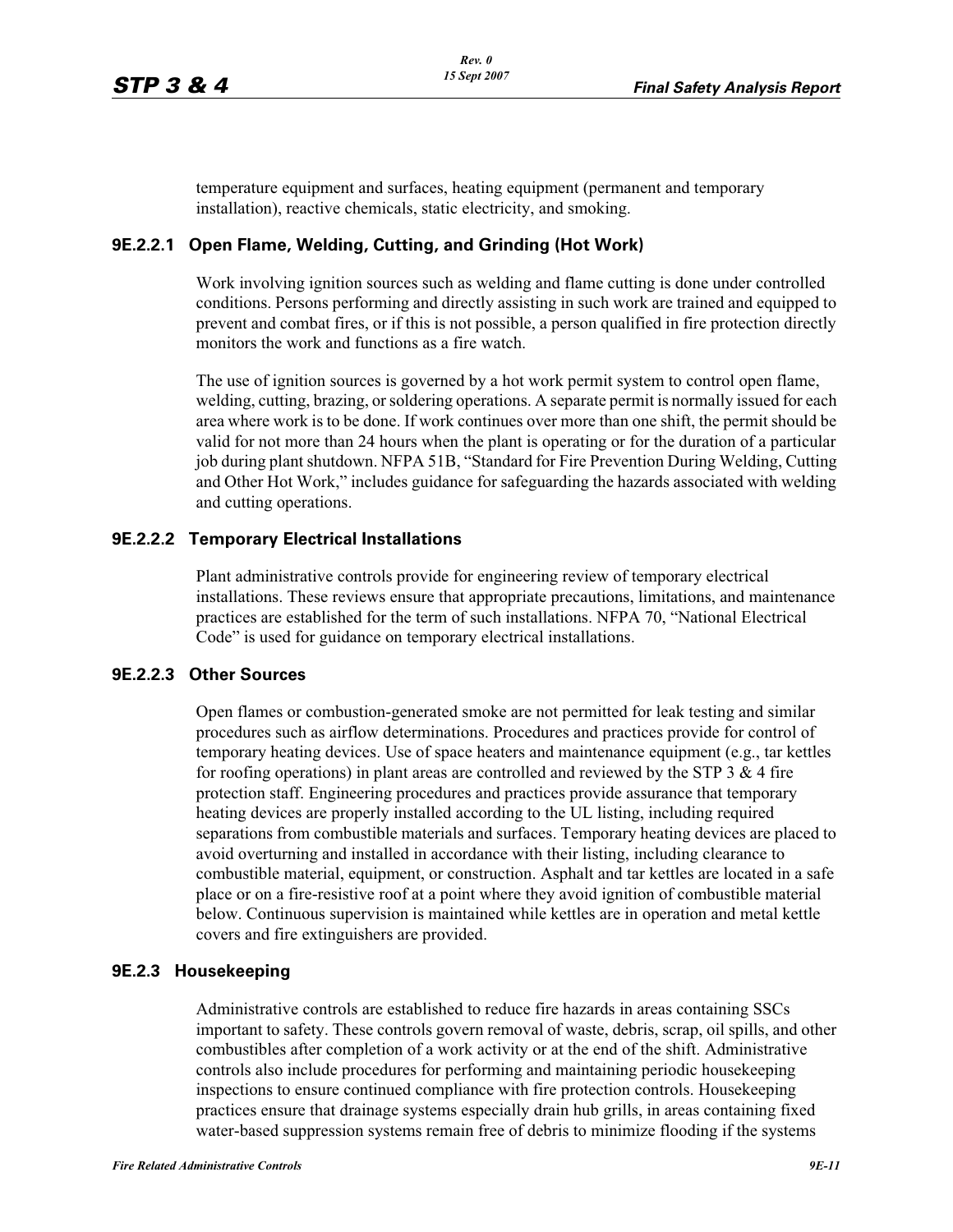temperature equipment and surfaces, heating equipment (permanent and temporary installation), reactive chemicals, static electricity, and smoking.

### 9E.2.2.1 Open Flame, Welding, Cutting, and Grinding (Hot Work)

Work involving ignition sources such as welding and flame cutting is done under controlled conditions. Persons performing and directly assisting in such work are trained and equipped to prevent and combat fires, or if this is not possible, a person qualified in fire protection directly monitors the work and functions as a fire watch.

The use of ignition sources is governed by a hot work permit system to control open flame, welding, cutting, brazing, or soldering operations. A separate permit is normally issued for each area where work is to be done. If work continues over more than one shift, the permit should be valid for not more than 24 hours when the plant is operating or for the duration of a particular job during plant shutdown. NFPA 51B, "Standard for Fire Prevention During Welding, Cutting and Other Hot Work," includes guidance for safeguarding the hazards associated with welding and cutting operations.

### 9E.2.2.2 Temporary Electrical Installations

Plant administrative controls provide for engineering review of temporary electrical installations. These reviews ensure that appropriate precautions, limitations, and maintenance practices are established for the term of such installations. NFPA 70, "National Electrical Code" is used for guidance on temporary electrical installations.

### 9E.2.2.3 Other Sources

Open flames or combustion-generated smoke are not permitted for leak testing and similar procedures such as airflow determinations. Procedures and practices provide for control of temporary heating devices. Use of space heaters and maintenance equipment (e.g., tar kettles for roofing operations) in plant areas are controlled and reviewed by the STP 3 & 4 fire protection staff. Engineering procedures and practices provide assurance that temporary heating devices are properly installed according to the UL listing, including required separations from combustible materials and surfaces. Temporary heating devices are placed to avoid overturning and installed in accordance with their listing, including clearance to combustible material, equipment, or construction. Asphalt and tar kettles are located in a safe place or on a fire-resistive roof at a point where they avoid ignition of combustible material below. Continuous supervision is maintained while kettles are in operation and metal kettle covers and fire extinguishers are provided.

## 9E.2.3 Housekeeping

Administrative controls are established to reduce fire hazards in areas containing SSCs important to safety. These controls govern removal of waste, debris, scrap, oil spills, and other combustibles after completion of a work activity or at the end of the shift. Administrative controls also include procedures for performing and maintaining periodic housekeeping inspections to ensure continued compliance with fire protection controls. Housekeeping practices ensure that drainage systems especially drain hub grills, in areas containing fixed water-based suppression systems remain free of debris to minimize flooding if the systems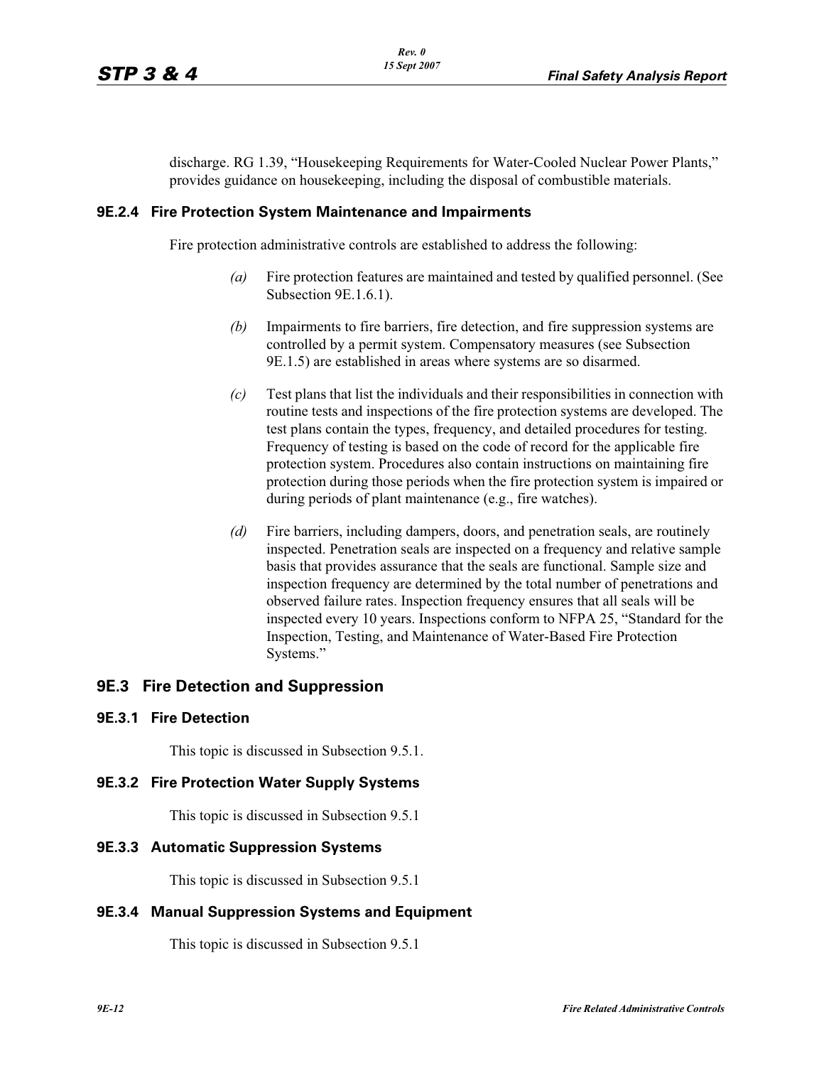discharge. RG 1.39, “Housekeeping Requirements for Water-Cooled Nuclear Power Plants,” provides guidance on housekeeping, including the disposal of combustible materials.

### 9E.2.4 Fire Protection System Maintenance and Impairments

Fire protection administrative controls are established to address the following:

*(a)* Fire protection features are maintained and tested by qualified personnel. (See Subsection 9E.1.6.1).

*(b)* Impairments to fire barriers, fire detection, and fire suppression systems are controlled by a permit system. Compensatory measures (see Subsection 9E.1.5) are established in areas where systems are so disarmed.

*(c)* Test plans that list the individuals and their responsibilities in connection with routine tests and inspections of the fire protection systems are developed. The test plans contain the types, frequency, and detailed procedures for testing. Frequency of testing is based on the code of record for the applicable fire protection system. Procedures also contain instructions on maintaining fire protection during those periods when the fire protection system is impaired or during periods of plant maintenance (e.g., fire watches).

*(d)* Fire barriers, including dampers, doors, and penetration seals, are routinely inspected. Penetration seals are inspected on a frequency and relative sample basis that provides assurance that the seals are functional. Sample size and inspection frequency are determined by the total number of penetrations and observed failure rates. Inspection frequency ensures that all seals will be inspected every 10 years. Inspections conform to NFPA 25, “Standard for the Inspection, Testing, and Maintenance of Water-Based Fire Protection Systems.”

## 9E.3 Fire Detection and Suppression

### 9E.3.1 Fire Detection

This topic is discussed in Subsection 9.5.1.

### 9E.3.2 Fire Protection Water Supply Systems

This topic is discussed in Subsection 9.5.1

### 9E.3.3 Automatic Suppression Systems

This topic is discussed in Subsection 9.5.1

### 9E.3.4 Manual Suppression Systems and Equipment

This topic is discussed in Subsection 9.5.1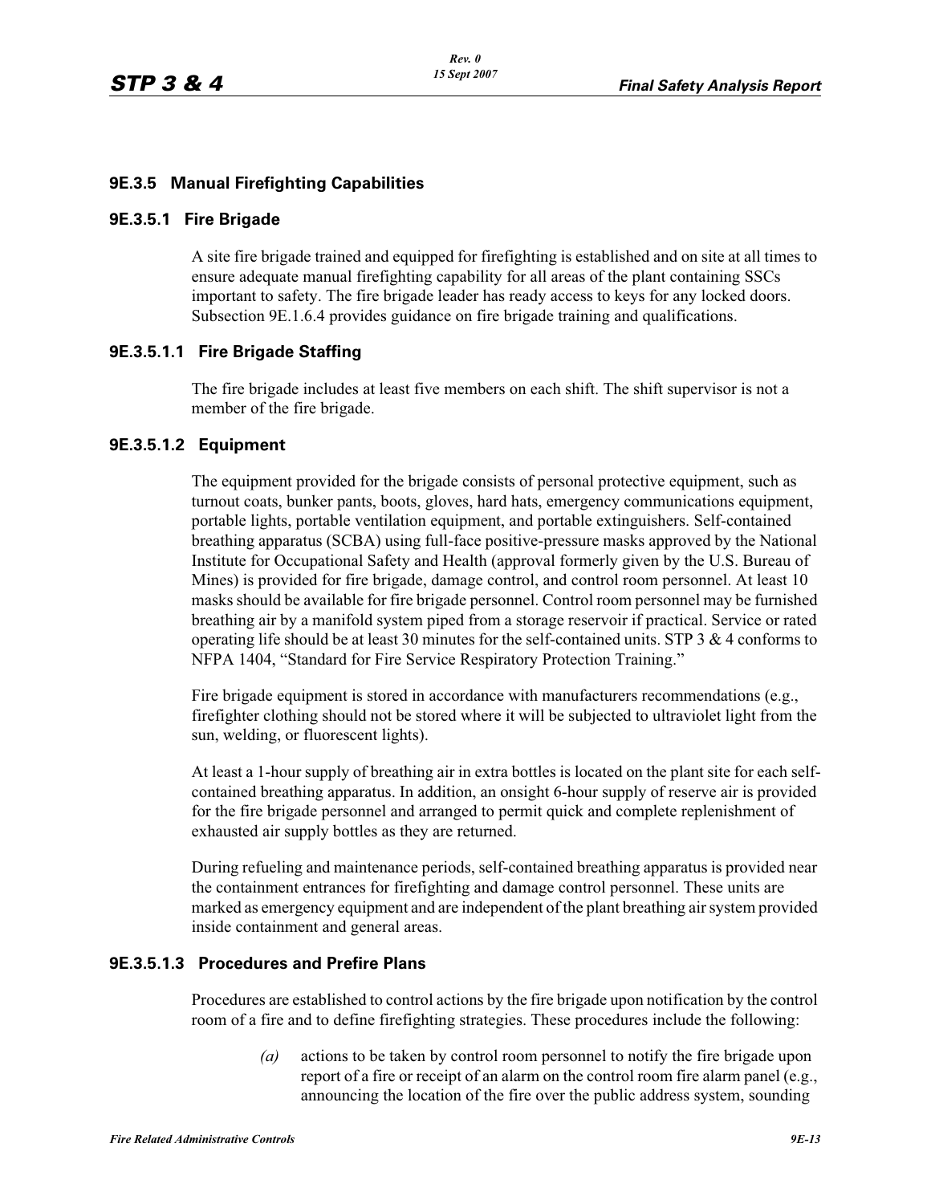## 9E.3.5 Manual Firefighting Capabilities

### 9E.3.5.1 Fire Brigade

A site fire brigade trained and equipped for firefighting is established and on site at all times to ensure adequate manual firefighting capability for all areas of the plant containing SSCs important to safety. The fire brigade leader has ready access to keys for any locked doors. Subsection 9E.1.6.4 provides guidance on fire brigade training and qualifications.

#### 9E.3.5.1.1 Fire Brigade Staffing

The fire brigade includes at least five members on each shift. The shift supervisor is not a member of the fire brigade.

#### 9E.3.5.1.2 Equipment

The equipment provided for the brigade consists of personal protective equipment, such as turnout coats, bunker pants, boots, gloves, hard hats, emergency communications equipment, portable lights, portable ventilation equipment, and portable extinguishers. Self-contained breathing apparatus (SCBA) using full-face positive-pressure masks approved by the National Institute for Occupational Safety and Health (approval formerly given by the U.S. Bureau of Mines) is provided for fire brigade, damage control, and control room personnel. At least 10 masks should be available for fire brigade personnel. Control room personnel may be furnished breathing air by a manifold system piped from a storage reservoir if practical. Service or rated operating life should be at least 30 minutes for the self-contained units. STP 3 & 4 conforms to NFPA 1404, "Standard for Fire Service Respiratory Protection Training."

Fire brigade equipment is stored in accordance with manufacturers recommendations (e.g., firefighter clothing should not be stored where it will be subjected to ultraviolet light from the sun, welding, or fluorescent lights).

At least a 1-hour supply of breathing air in extra bottles is located on the plant site for each self-contained breathing apparatus. In addition, an onsight 6-hour supply of reserve air is provided for the fire brigade personnel and arranged to permit quick and complete replenishment of exhausted air supply bottles as they are returned.

During refueling and maintenance periods, self-contained breathing apparatus is provided near the containment entrances for firefighting and damage control personnel. These units are marked as emergency equipment and are independent of the plant breathing air system provided inside containment and general areas.

#### 9E.3.5.1.3 Procedures and Prefire Plans

Procedures are established to control actions by the fire brigade upon notification by the control room of a fire and to define firefighting strategies. These procedures include the following:

*(a)* actions to be taken by control room personnel to notify the fire brigade upon report of a fire or receipt of an alarm on the control room fire alarm panel (e.g., announcing the location of the fire over the public address system, sounding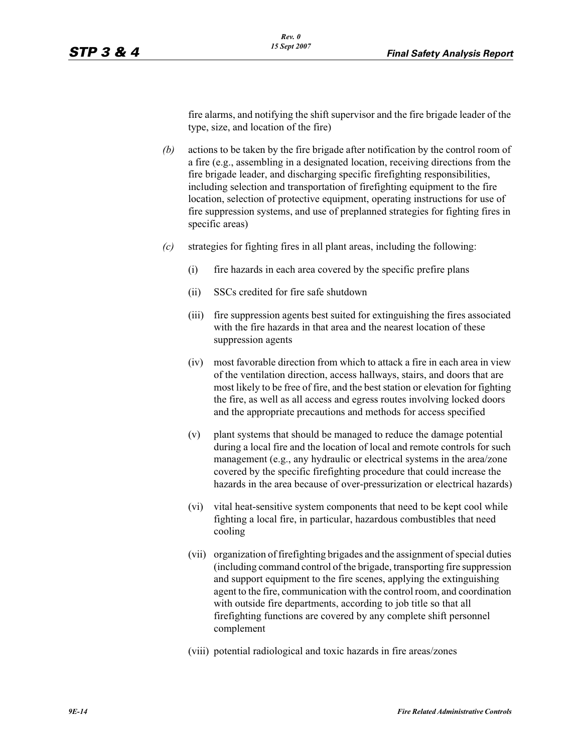fire alarms, and notifying the shift supervisor and the fire brigade leader of the type, size, and location of the fire)

*(b)* actions to be taken by the fire brigade after notification by the control room of a fire (e.g., assembling in a designated location, receiving directions from the fire brigade leader, and discharging specific firefighting responsibilities, including selection and transportation of firefighting equipment to the fire location, selection of protective equipment, operating instructions for use of fire suppression systems, and use of preplanned strategies for fighting fires in specific areas)

*(c)* strategies for fighting fires in all plant areas, including the following:

(i) fire hazards in each area covered by the specific prefire plans

(ii) SSCs credited for fire safe shutdown

(iii) fire suppression agents best suited for extinguishing the fires associated with the fire hazards in that area and the nearest location of these suppression agents

(iv) most favorable direction from which to attack a fire in each area in view of the ventilation direction, access hallways, stairs, and doors that are most likely to be free of fire, and the best station or elevation for fighting the fire, as well as all access and egress routes involving locked doors and the appropriate precautions and methods for access specified

(v) plant systems that should be managed to reduce the damage potential during a local fire and the location of local and remote controls for such management (e.g., any hydraulic or electrical systems in the area/zone covered by the specific firefighting procedure that could increase the hazards in the area because of over-pressurization or electrical hazards)

(vi) vital heat-sensitive system components that need to be kept cool while fighting a local fire, in particular, hazardous combustibles that need cooling

(vii) organization of firefighting brigades and the assignment of special duties (including command control of the brigade, transporting fire suppression and support equipment to the fire scenes, applying the extinguishing agent to the fire, communication with the control room, and coordination with outside fire departments, according to job title so that all firefighting functions are covered by any complete shift personnel complement

(viii) potential radiological and toxic hazards in fire areas/zones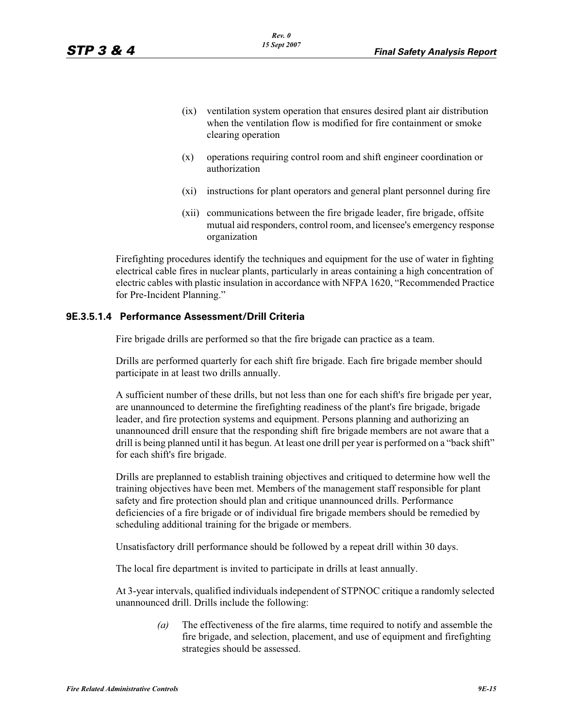(ix) ventilation system operation that ensures desired plant air distribution when the ventilation flow is modified for fire containment or smoke clearing operation

(x) operations requiring control room and shift engineer coordination or authorization

(xi) instructions for plant operators and general plant personnel during fire

(xii) communications between the fire brigade leader, fire brigade, offsite mutual aid responders, control room, and licensee's emergency response organization

Firefighting procedures identify the techniques and equipment for the use of water in fighting electrical cable fires in nuclear plants, particularly in areas containing a high concentration of electric cables with plastic insulation in accordance with NFPA 1620, "Recommended Practice for Pre-Incident Planning."

#### 9E.3.5.1.4 Performance Assessment/Drill Criteria

Fire brigade drills are performed so that the fire brigade can practice as a team.

Drills are performed quarterly for each shift fire brigade. Each fire brigade member should participate in at least two drills annually.

A sufficient number of these drills, but not less than one for each shift's fire brigade per year, are unannounced to determine the firefighting readiness of the plant's fire brigade, brigade leader, and fire protection systems and equipment. Persons planning and authorizing an unannounced drill ensure that the responding shift fire brigade members are not aware that a drill is being planned until it has begun. At least one drill per year is performed on a "back shift" for each shift's fire brigade.

Drills are preplanned to establish training objectives and critiqued to determine how well the training objectives have been met. Members of the management staff responsible for plant safety and fire protection should plan and critique unannounced drills. Performance deficiencies of a fire brigade or of individual fire brigade members should be remedied by scheduling additional training for the brigade or members.

Unsatisfactory drill performance should be followed by a repeat drill within 30 days.

The local fire department is invited to participate in drills at least annually.

At 3-year intervals, qualified individuals independent of STPNOC critique a randomly selected unannounced drill. Drills include the following:

*(a)* The effectiveness of the fire alarms, time required to notify and assemble the fire brigade, and selection, placement, and use of equipment and firefighting strategies should be assessed.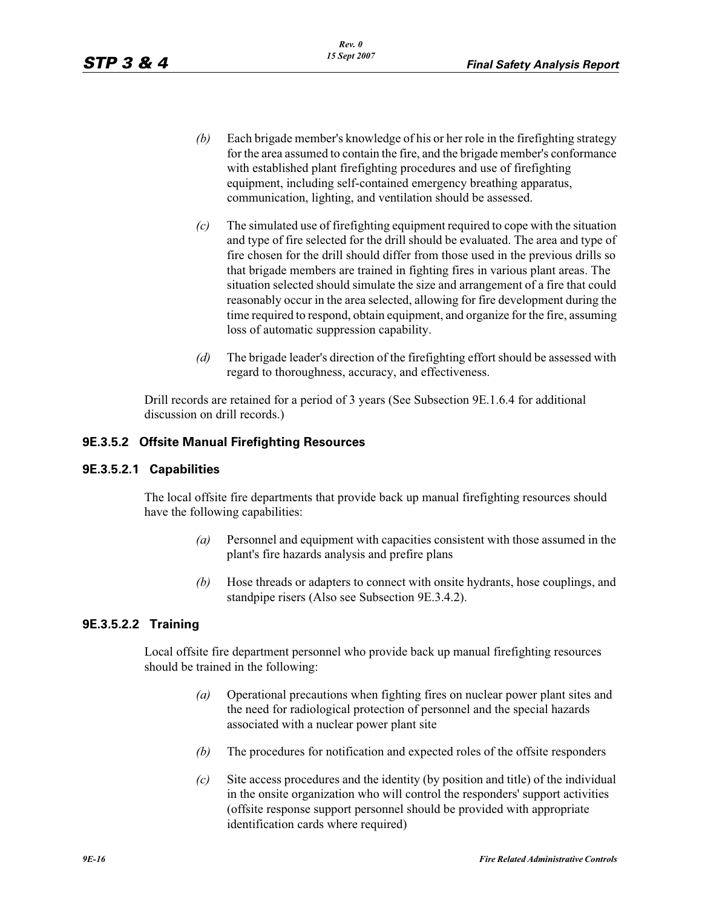*(b)* Each brigade member's knowledge of his or her role in the firefighting strategy for the area assumed to contain the fire, and the brigade member's conformance with established plant firefighting procedures and use of firefighting equipment, including self-contained emergency breathing apparatus, communication, lighting, and ventilation should be assessed.

*(c)* The simulated use of firefighting equipment required to cope with the situation and type of fire selected for the drill should be evaluated. The area and type of fire chosen for the drill should differ from those used in the previous drills so that brigade members are trained in fighting fires in various plant areas. The situation selected should simulate the size and arrangement of a fire that could reasonably occur in the area selected, allowing for fire development during the time required to respond, obtain equipment, and organize for the fire, assuming loss of automatic suppression capability.

*(d)* The brigade leader's direction of the firefighting effort should be assessed with regard to thoroughness, accuracy, and effectiveness.

Drill records are retained for a period of 3 years (See Subsection 9E.1.6.4 for additional discussion on drill records.)

### 9E.3.5.2 Offsite Manual Firefighting Resources

#### 9E.3.5.2.1 Capabilities

The local offsite fire departments that provide back up manual firefighting resources should have the following capabilities:

*(a)* Personnel and equipment with capacities consistent with those assumed in the plant's fire hazards analysis and prefire plans

*(b)* Hose threads or adapters to connect with onsite hydrants, hose couplings, and standpipe risers (Also see Subsection 9E.3.4.2).

#### 9E.3.5.2.2 Training

Local offsite fire department personnel who provide back up manual firefighting resources should be trained in the following:

*(a)* Operational precautions when fighting fires on nuclear power plant sites and the need for radiological protection of personnel and the special hazards associated with a nuclear power plant site

*(b)* The procedures for notification and expected roles of the offsite responders

*(c)* Site access procedures and the identity (by position and title) of the individual in the onsite organization who will control the responders' support activities (offsite response support personnel should be provided with appropriate identification cards where required)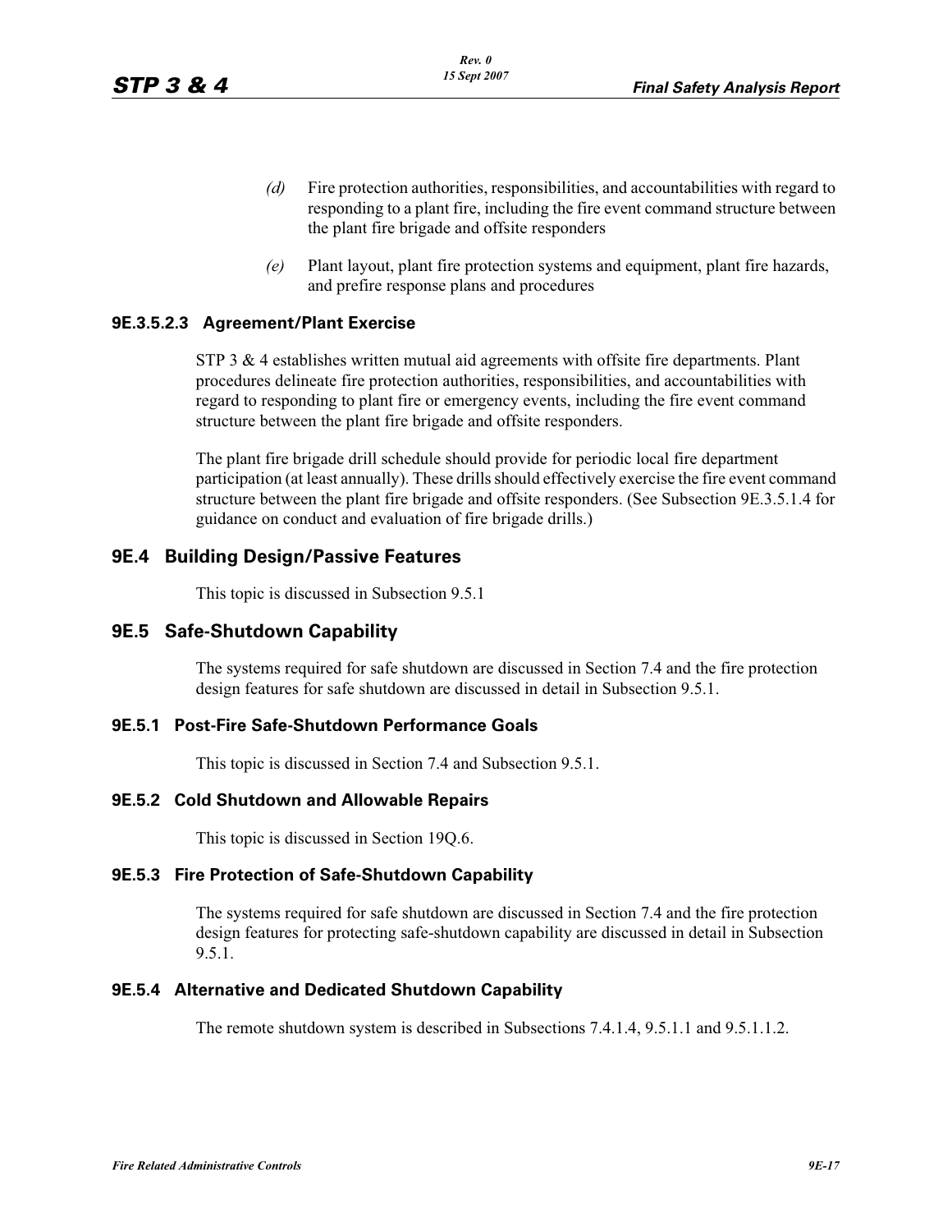*(d)* Fire protection authorities, responsibilities, and accountabilities with regard to responding to a plant fire, including the fire event command structure between the plant fire brigade and offsite responders

*(e)* Plant layout, plant fire protection systems and equipment, plant fire hazards, and prefire response plans and procedures

#### 9E.3.5.2.3 Agreement/Plant Exercise

STP 3 & 4 establishes written mutual aid agreements with offsite fire departments. Plant procedures delineate fire protection authorities, responsibilities, and accountabilities with regard to responding to plant fire or emergency events, including the fire event command structure between the plant fire brigade and offsite responders.

The plant fire brigade drill schedule should provide for periodic local fire department participation (at least annually). These drills should effectively exercise the fire event command structure between the plant fire brigade and offsite responders. (See Subsection 9E.3.5.1.4 for guidance on conduct and evaluation of fire brigade drills.)

## 9E.4 Building Design/Passive Features

This topic is discussed in Subsection 9.5.1

## 9E.5 Safe-Shutdown Capability

The systems required for safe shutdown are discussed in Section 7.4 and the fire protection design features for safe shutdown are discussed in detail in Subsection 9.5.1.

### 9E.5.1 Post-Fire Safe-Shutdown Performance Goals

This topic is discussed in Section 7.4 and Subsection 9.5.1.

### 9E.5.2 Cold Shutdown and Allowable Repairs

This topic is discussed in Section 19Q.6.

### 9E.5.3 Fire Protection of Safe-Shutdown Capability

The systems required for safe shutdown are discussed in Section 7.4 and the fire protection design features for protecting safe-shutdown capability are discussed in detail in Subsection 9.5.1.

### 9E.5.4 Alternative and Dedicated Shutdown Capability

The remote shutdown system is described in Subsections 7.4.1.4, 9.5.1.1 and 9.5.1.1.2.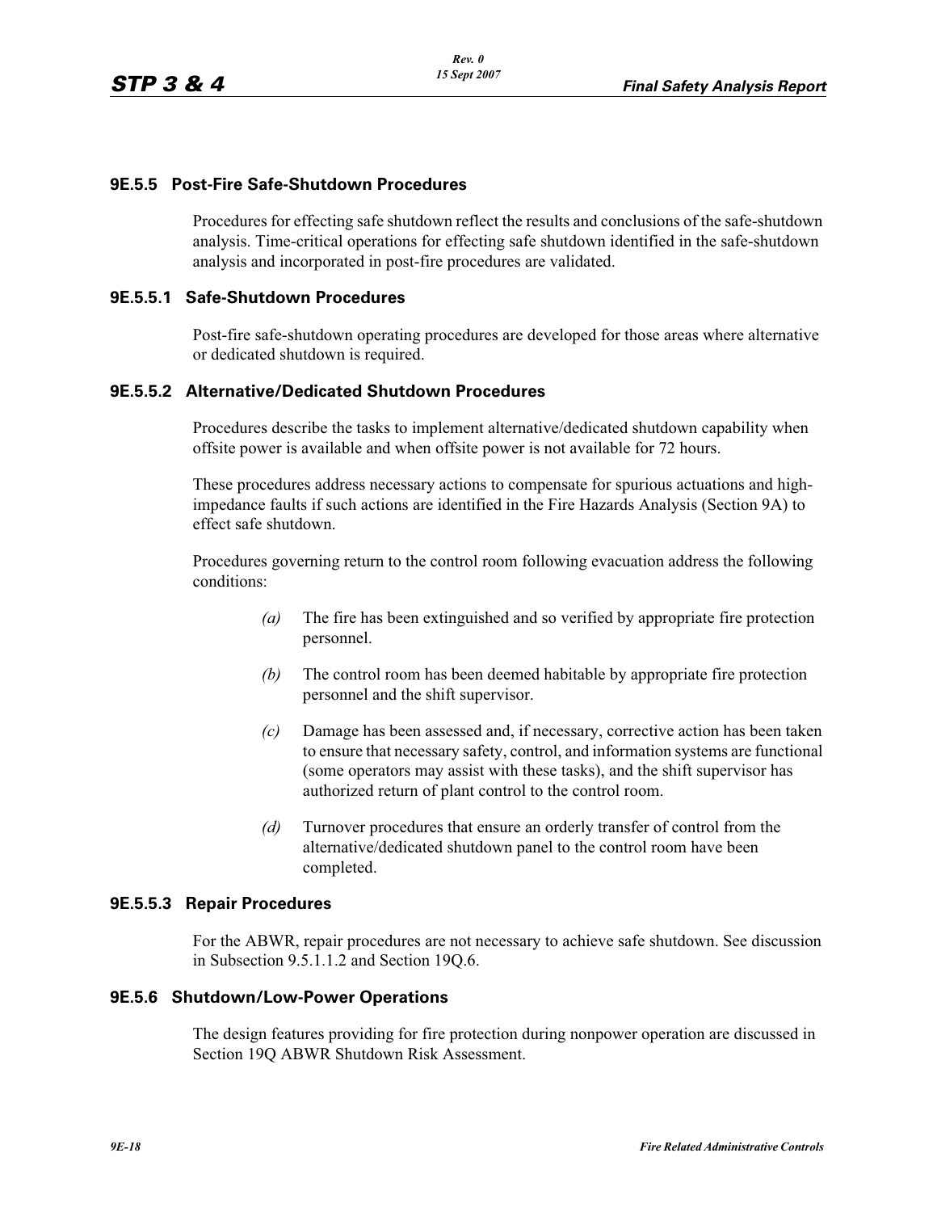### 9E.5.5 Post-Fire Safe-Shutdown Procedures

Procedures for effecting safe shutdown reflect the results and conclusions of the safe-shutdown analysis. Time-critical operations for effecting safe shutdown identified in the safe-shutdown analysis and incorporated in post-fire procedures are validated.

#### 9E.5.5.1 Safe-Shutdown Procedures

Post-fire safe-shutdown operating procedures are developed for those areas where alternative or dedicated shutdown is required.

#### 9E.5.5.2 Alternative/Dedicated Shutdown Procedures

Procedures describe the tasks to implement alternative/dedicated shutdown capability when offsite power is available and when offsite power is not available for 72 hours.

These procedures address necessary actions to compensate for spurious actuations and high-impedance faults if such actions are identified in the Fire Hazards Analysis (Section 9A) to effect safe shutdown.

Procedures governing return to the control room following evacuation address the following conditions:

*(a)* The fire has been extinguished and so verified by appropriate fire protection personnel.

*(b)* The control room has been deemed habitable by appropriate fire protection personnel and the shift supervisor.

*(c)* Damage has been assessed and, if necessary, corrective action has been taken to ensure that necessary safety, control, and information systems are functional (some operators may assist with these tasks), and the shift supervisor has authorized return of plant control to the control room.

*(d)* Turnover procedures that ensure an orderly transfer of control from the alternative/dedicated shutdown panel to the control room have been completed.

#### 9E.5.5.3 Repair Procedures

For the ABWR, repair procedures are not necessary to achieve safe shutdown. See discussion in Subsection 9.5.1.1.2 and Section 19Q.6.

### 9E.5.6 Shutdown/Low-Power Operations

The design features providing for fire protection during nonpower operation are discussed in Section 19Q ABWR Shutdown Risk Assessment.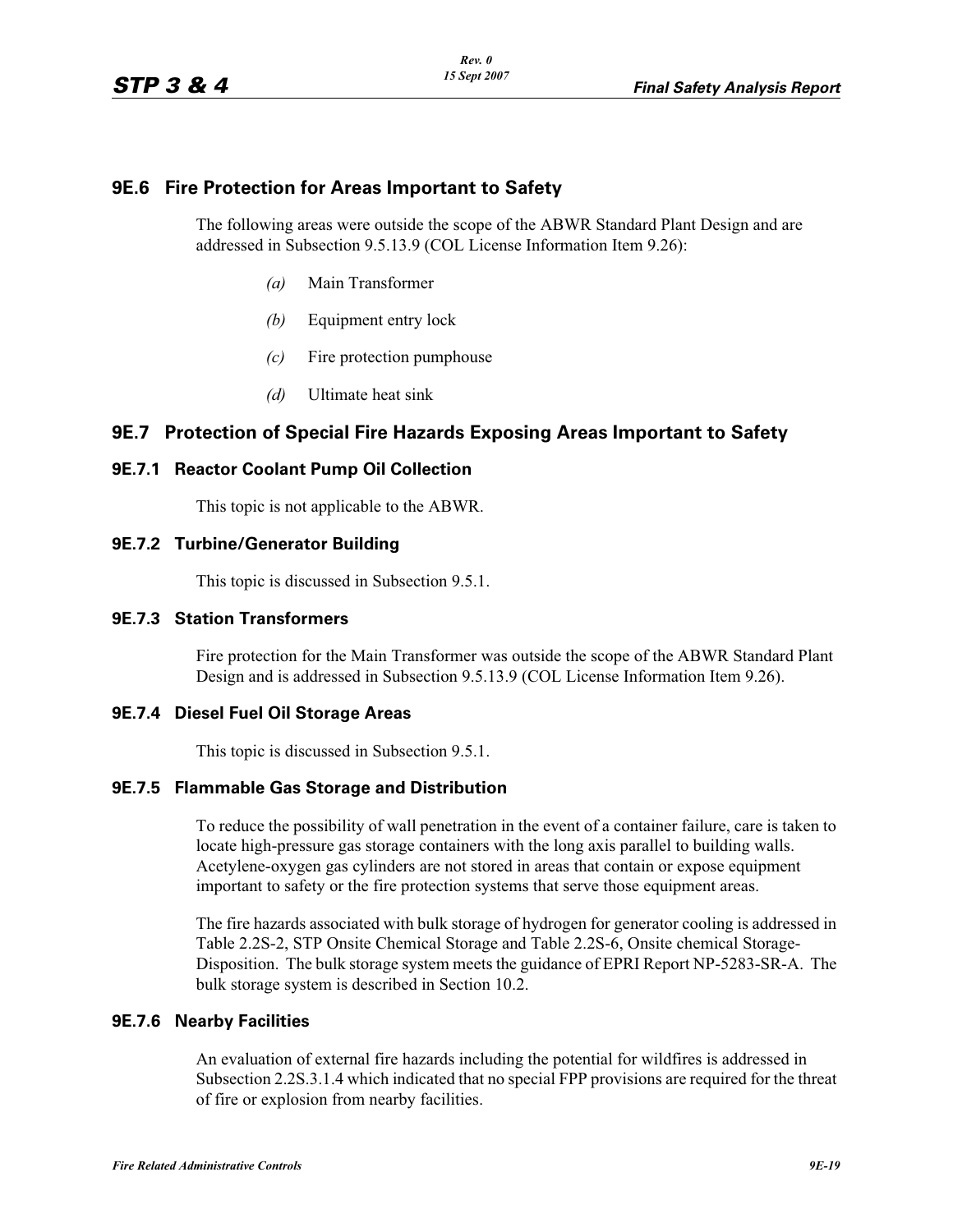## 9E.6 Fire Protection for Areas Important to Safety

The following areas were outside the scope of the ABWR Standard Plant Design and are addressed in Subsection 9.5.13.9 (COL License Information Item 9.26):

*(a)* Main Transformer

*(b)* Equipment entry lock

*(c)* Fire protection pumphouse

*(d)* Ultimate heat sink

## 9E.7 Protection of Special Fire Hazards Exposing Areas Important to Safety

### 9E.7.1 Reactor Coolant Pump Oil Collection

This topic is not applicable to the ABWR.

### 9E.7.2 Turbine/Generator Building

This topic is discussed in Subsection 9.5.1.

### 9E.7.3 Station Transformers

Fire protection for the Main Transformer was outside the scope of the ABWR Standard Plant Design and is addressed in Subsection 9.5.13.9 (COL License Information Item 9.26).

### 9E.7.4 Diesel Fuel Oil Storage Areas

This topic is discussed in Subsection 9.5.1.

### 9E.7.5 Flammable Gas Storage and Distribution

To reduce the possibility of wall penetration in the event of a container failure, care is taken to locate high-pressure gas storage containers with the long axis parallel to building walls. Acetylene-oxygen gas cylinders are not stored in areas that contain or expose equipment important to safety or the fire protection systems that serve those equipment areas.

The fire hazards associated with bulk storage of hydrogen for generator cooling is addressed in Table 2.2S-2, STP Onsite Chemical Storage and Table 2.2S-6, Onsite chemical Storage-Disposition. The bulk storage system meets the guidance of EPRI Report NP-5283-SR-A. The bulk storage system is described in Section 10.2.

### 9E.7.6 Nearby Facilities

An evaluation of external fire hazards including the potential for wildfires is addressed in Subsection 2.2S.3.1.4 which indicated that no special FPP provisions are required for the threat of fire or explosion from nearby facilities.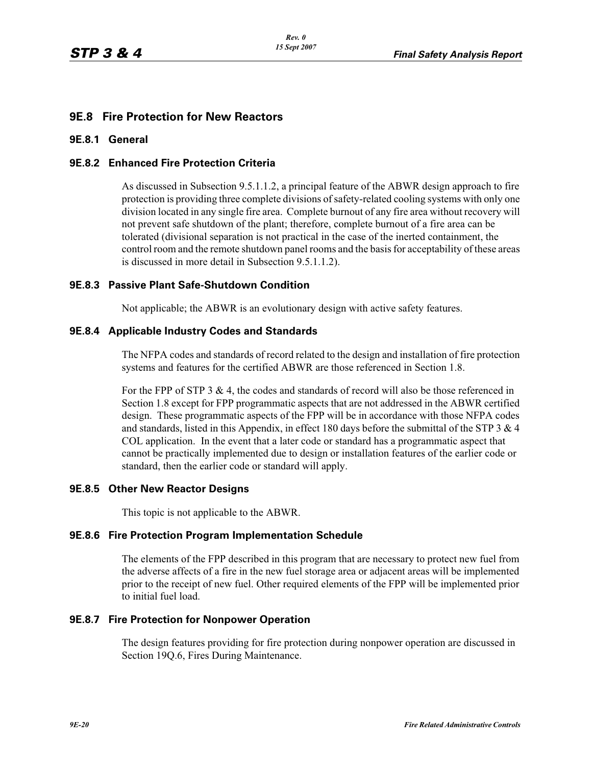## 9E.8 Fire Protection for New Reactors

### 9E.8.1 General

### 9E.8.2 Enhanced Fire Protection Criteria

As discussed in Subsection 9.5.1.1.2, a principal feature of the ABWR design approach to fire protection is providing three complete divisions of safety-related cooling systems with only one division located in any single fire area. Complete burnout of any fire area without recovery will not prevent safe shutdown of the plant; therefore, complete burnout of a fire area can be tolerated (divisional separation is not practical in the case of the inerted containment, the control room and the remote shutdown panel rooms and the basis for acceptability of these areas is discussed in more detail in Subsection 9.5.1.1.2).

### 9E.8.3 Passive Plant Safe-Shutdown Condition

Not applicable; the ABWR is an evolutionary design with active safety features.

### 9E.8.4 Applicable Industry Codes and Standards

The NFPA codes and standards of record related to the design and installation of fire protection systems and features for the certified ABWR are those referenced in Section 1.8.

For the FPP of STP 3 & 4, the codes and standards of record will also be those referenced in Section 1.8 except for FPP programmatic aspects that are not addressed in the ABWR certified design. These programmatic aspects of the FPP will be in accordance with those NFPA codes and standards, listed in this Appendix, in effect 180 days before the submittal of the STP 3 & 4 COL application. In the event that a later code or standard has a programmatic aspect that cannot be practically implemented due to design or installation features of the earlier code or standard, then the earlier code or standard will apply.

### 9E.8.5 Other New Reactor Designs

This topic is not applicable to the ABWR.

### 9E.8.6 Fire Protection Program Implementation Schedule

The elements of the FPP described in this program that are necessary to protect new fuel from the adverse affects of a fire in the new fuel storage area or adjacent areas will be implemented prior to the receipt of new fuel. Other required elements of the FPP will be implemented prior to initial fuel load.

### 9E.8.7 Fire Protection for Nonpower Operation

The design features providing for fire protection during nonpower operation are discussed in Section 19Q.6, Fires During Maintenance.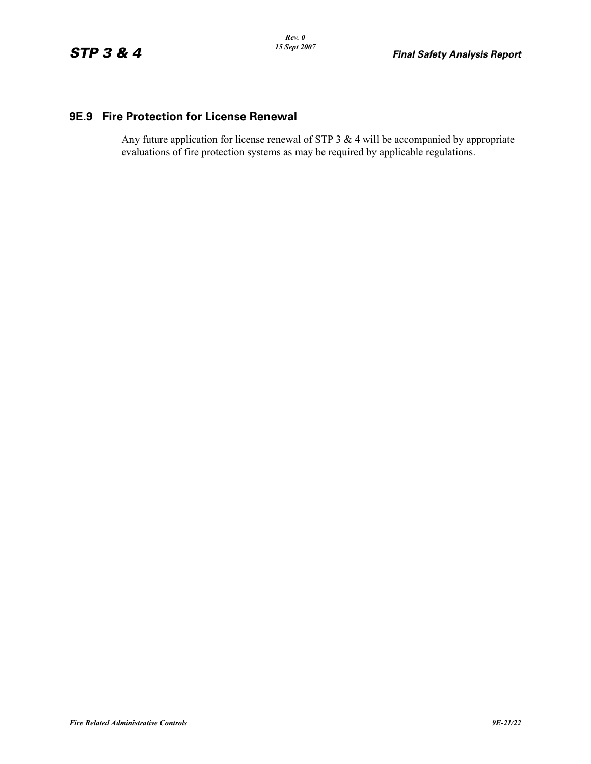## 9E.9 Fire Protection for License Renewal

Any future application for license renewal of STP 3 & 4 will be accompanied by appropriate evaluations of fire protection systems as may be required by applicable regulations.